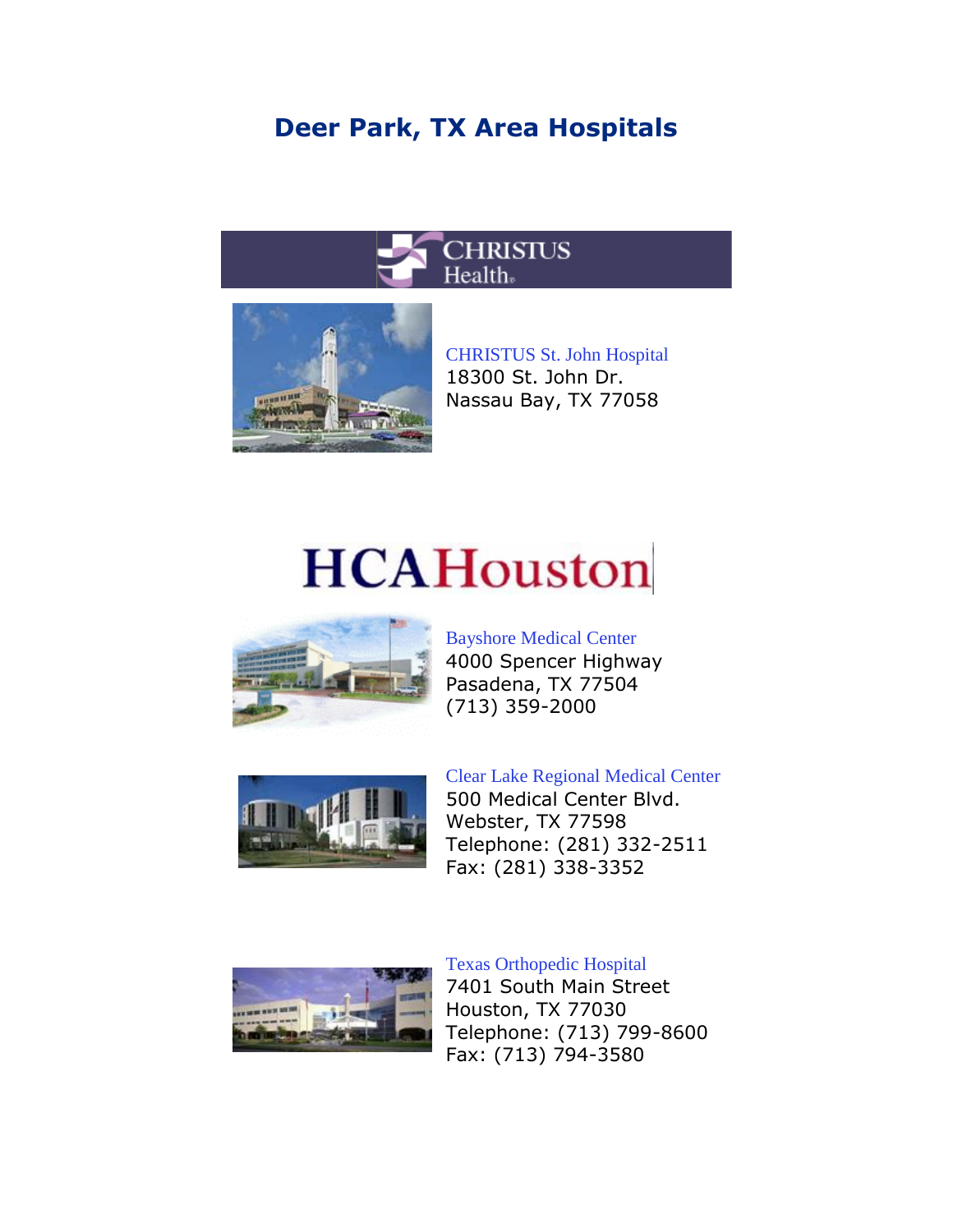# Deer Park, TX Area Hospitals

## CHRISTUS Health

CHRISTUS St. John Hospital
18300 St. John Dr.
Nassau Bay, TX 77058

## HCAHouston

Bayshore Medical Center
4000 Spencer Highway
Pasadena, TX 77504
(713) 359-2000

Clear Lake Regional Medical Center
500 Medical Center Blvd.
Webster, TX 77598
Telephone: (281) 332-2511
Fax: (281) 338-3352

Texas Orthopedic Hospital
7401 South Main Street
Houston, TX 77030
Telephone: (713) 799-8600
Fax: (713) 794-3580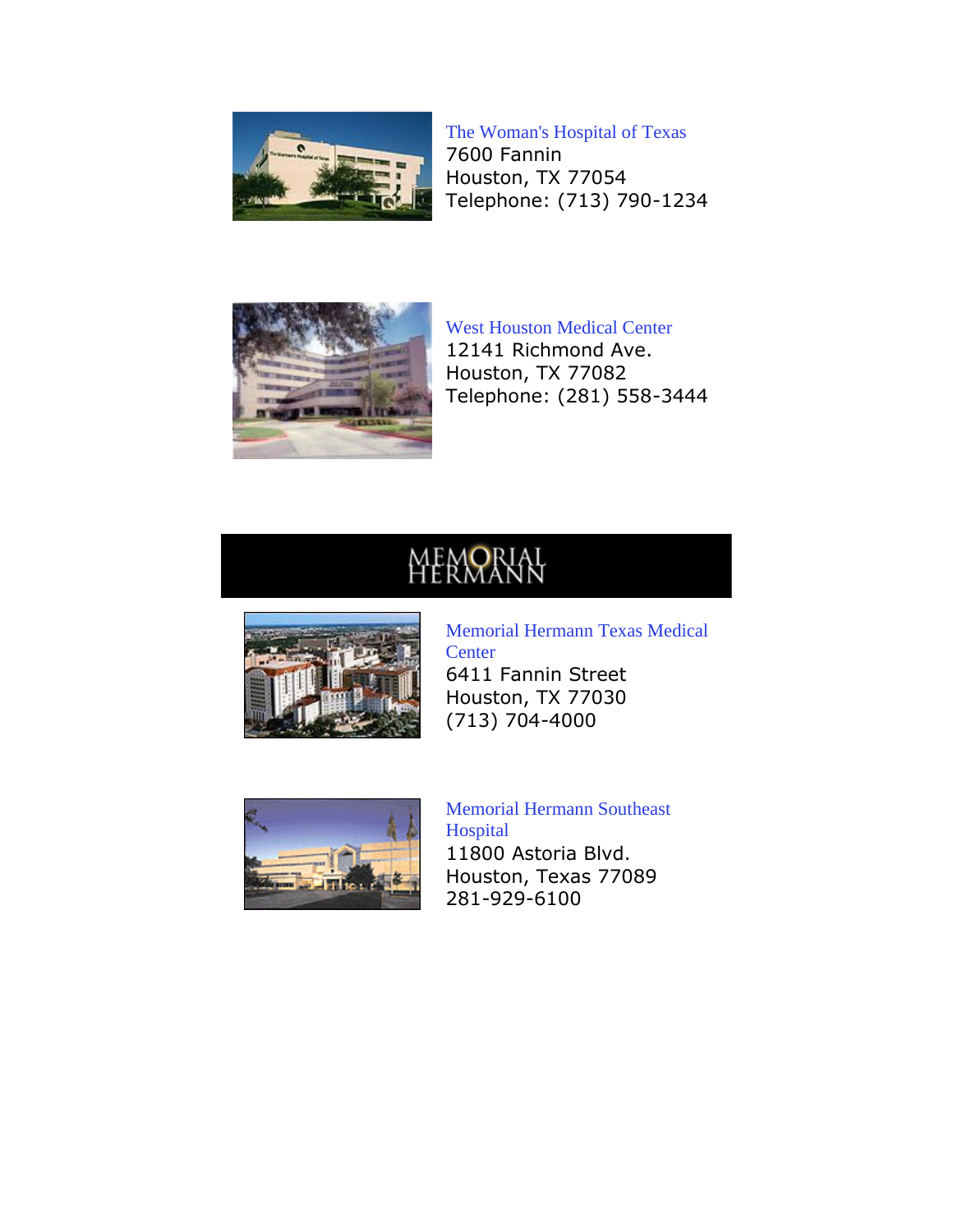The Woman's Hospital of Texas
7600 Fannin
Houston, TX 77054
Telephone: (713) 790-1234

West Houston Medical Center
12141 Richmond Ave.
Houston, TX 77082
Telephone: (281) 558-3444

MEMORIAL HERMANN

Memorial Hermann Texas Medical Center
6411 Fannin Street
Houston, TX 77030
(713) 704-4000

Memorial Hermann Southeast Hospital
11800 Astoria Blvd.
Houston, Texas 77089
281-929-6100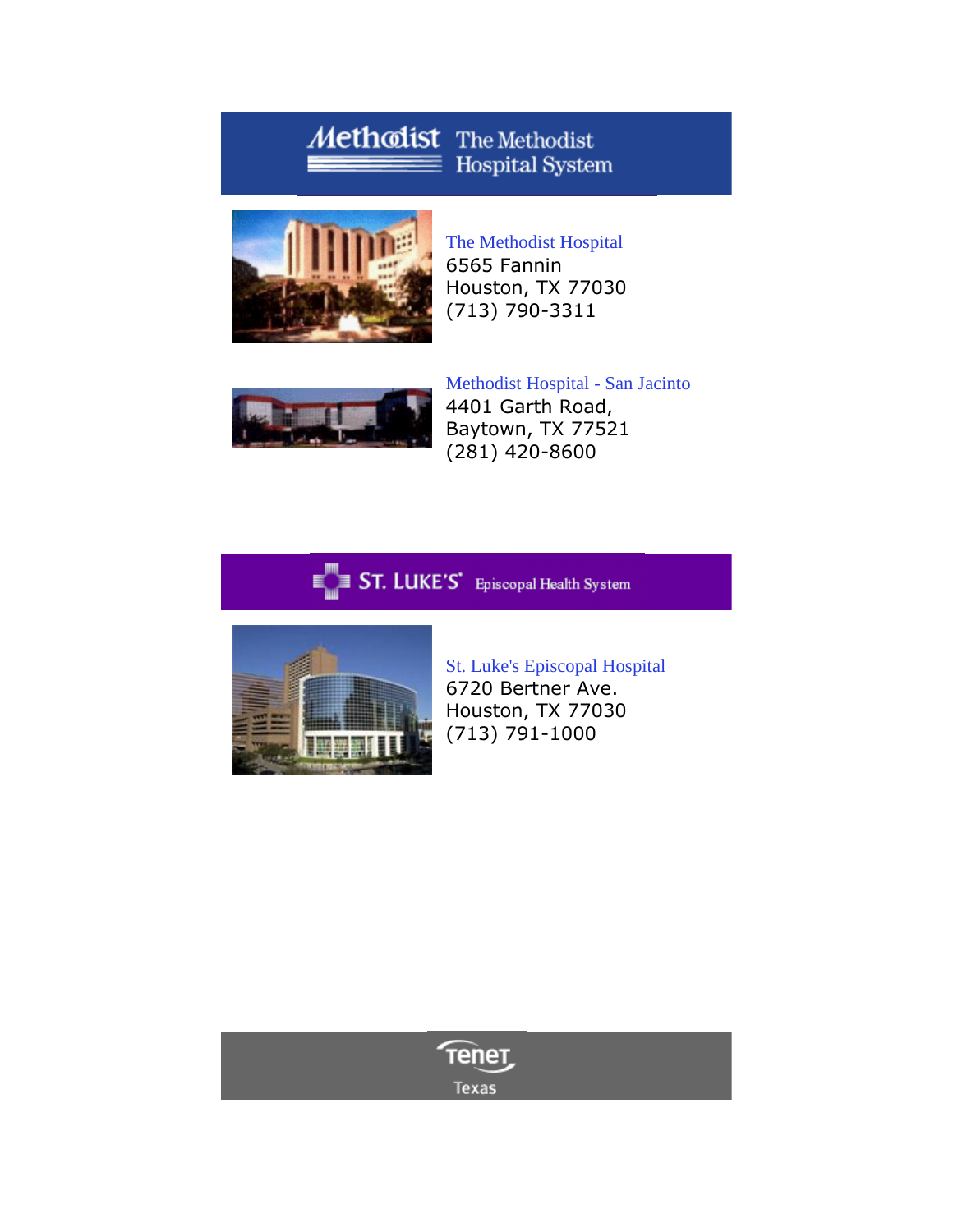## Methodist The Methodist Hospital System

**The Methodist Hospital**
6565 Fannin
Houston, TX 77030
(713) 790-3311

**Methodist Hospital - San Jacinto**
4401 Garth Road,
Baytown, TX 77521
(281) 420-8600

## ST. LUKE'S Episcopal Health System

**St. Luke's Episcopal Hospital**
6720 Bertner Ave.
Houston, TX 77030
(713) 791-1000

## Tenet Texas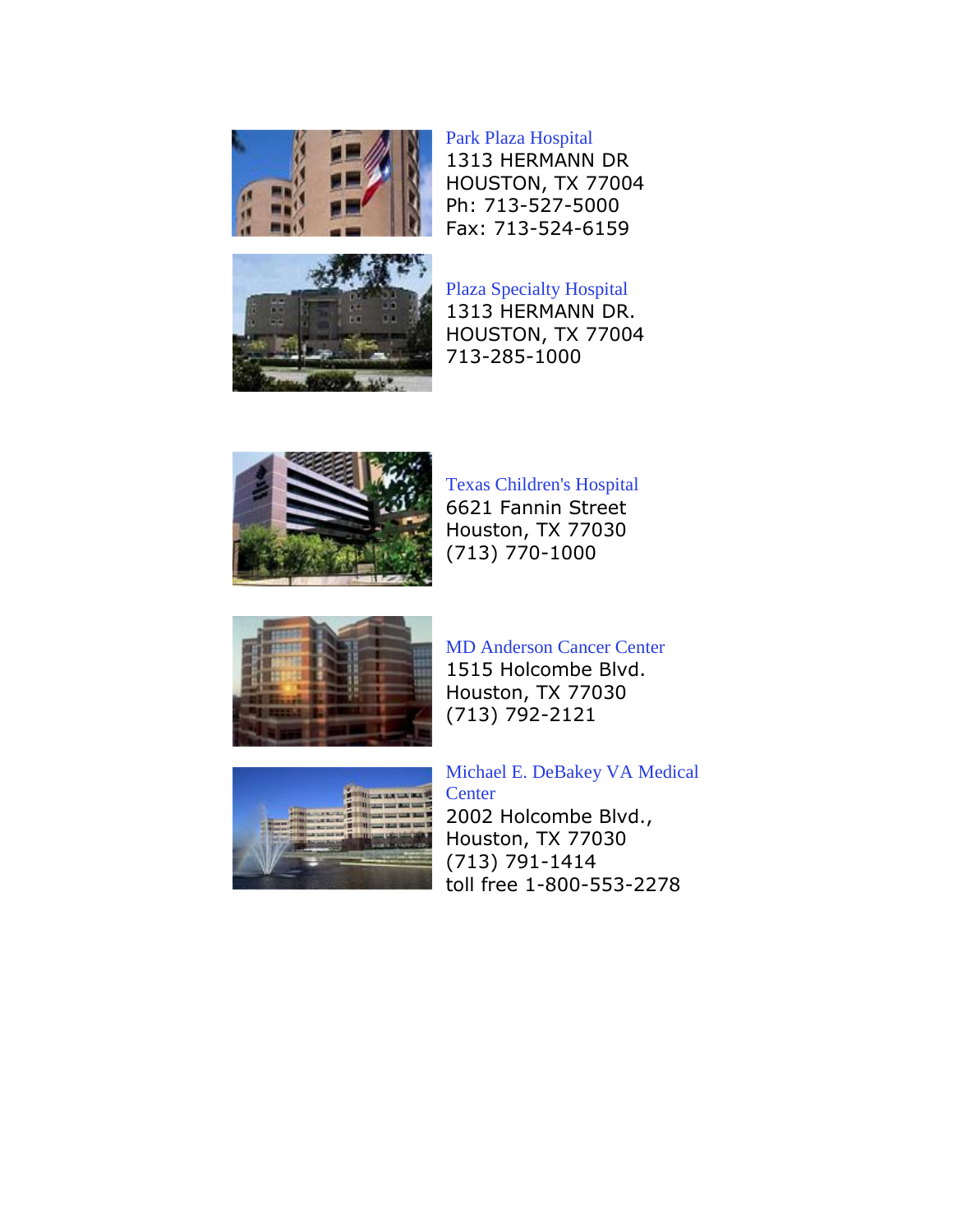Park Plaza Hospital
1313 HERMANN DR
HOUSTON, TX 77004
Ph: 713-527-5000
Fax: 713-524-6159

Plaza Specialty Hospital
1313 HERMANN DR.
HOUSTON, TX 77004
713-285-1000

Texas Children's Hospital
6621 Fannin Street
Houston, TX 77030
(713) 770-1000

MD Anderson Cancer Center
1515 Holcombe Blvd.
Houston, TX 77030
(713) 792-2121

Michael E. DeBakey VA Medical Center
2002 Holcombe Blvd.,
Houston, TX 77030
(713) 791-1414
toll free 1-800-553-2278